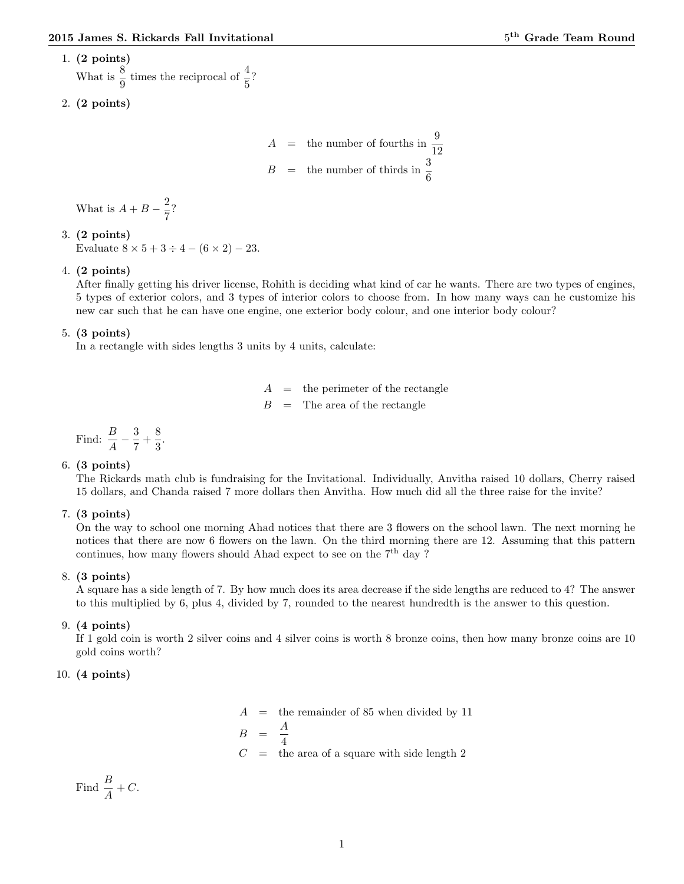1. **(2 points)**
   What is $\frac{8}{9}$ times the reciprocal of $\frac{4}{5}$?

2. **(2 points)**

$$
\begin{aligned}
A &= \text{the number of fourths in } \frac{9}{12} \\
B &= \text{the number of thirds in } \frac{3}{6}
\end{aligned}
$$

   What is $A + B - \frac{2}{7}$?

3. **(2 points)**
   Evaluate $8 \times 5 + 3 \div 4 - (6 \times 2) - 23$.

4. **(2 points)**
   After finally getting his driver license, Rohith is deciding what kind of car he wants. There are two types of engines, 5 types of exterior colors, and 3 types of interior colors to choose from. In how many ways can he customize his new car such that he can have one engine, one exterior body colour, and one interior body colour?

5. **(3 points)**
   In a rectangle with sides lengths 3 units by 4 units, calculate:

$$
\begin{aligned}
A &= \text{the perimeter of the rectangle} \\
B &= \text{The area of the rectangle}
\end{aligned}
$$

   Find: $\frac{B}{A} - \frac{3}{7} + \frac{8}{3}$.

6. **(3 points)**
   The Rickards math club is fundraising for the Invitational. Individually, Anvitha raised 10 dollars, Cherry raised 15 dollars, and Chanda raised 7 more dollars then Anvitha. How much did all the three raise for the invite?

7. **(3 points)**
   On the way to school one morning Ahad notices that there are 3 flowers on the school lawn. The next morning he notices that there are now 6 flowers on the lawn. On the third morning there are 12. Assuming that this pattern continues, how many flowers should Ahad expect to see on the $7^{\text{th}}$ day ?

8. **(3 points)**
   A square has a side length of 7. By how much does its area decrease if the side lengths are reduced to 4? The answer to this multiplied by 6, plus 4, divided by 7, rounded to the nearest hundredth is the answer to this question.

9. **(4 points)**
   If 1 gold coin is worth 2 silver coins and 4 silver coins is worth 8 bronze coins, then how many bronze coins are 10 gold coins worth?

10. **(4 points)**

$$
\begin{aligned}
A &= \text{the remainder of 85 when divided by 11} \\
B &= \frac{A}{4} \\
C &= \text{the area of a square with side length 2}
\end{aligned}
$$

   Find $\frac{B}{A} + C$.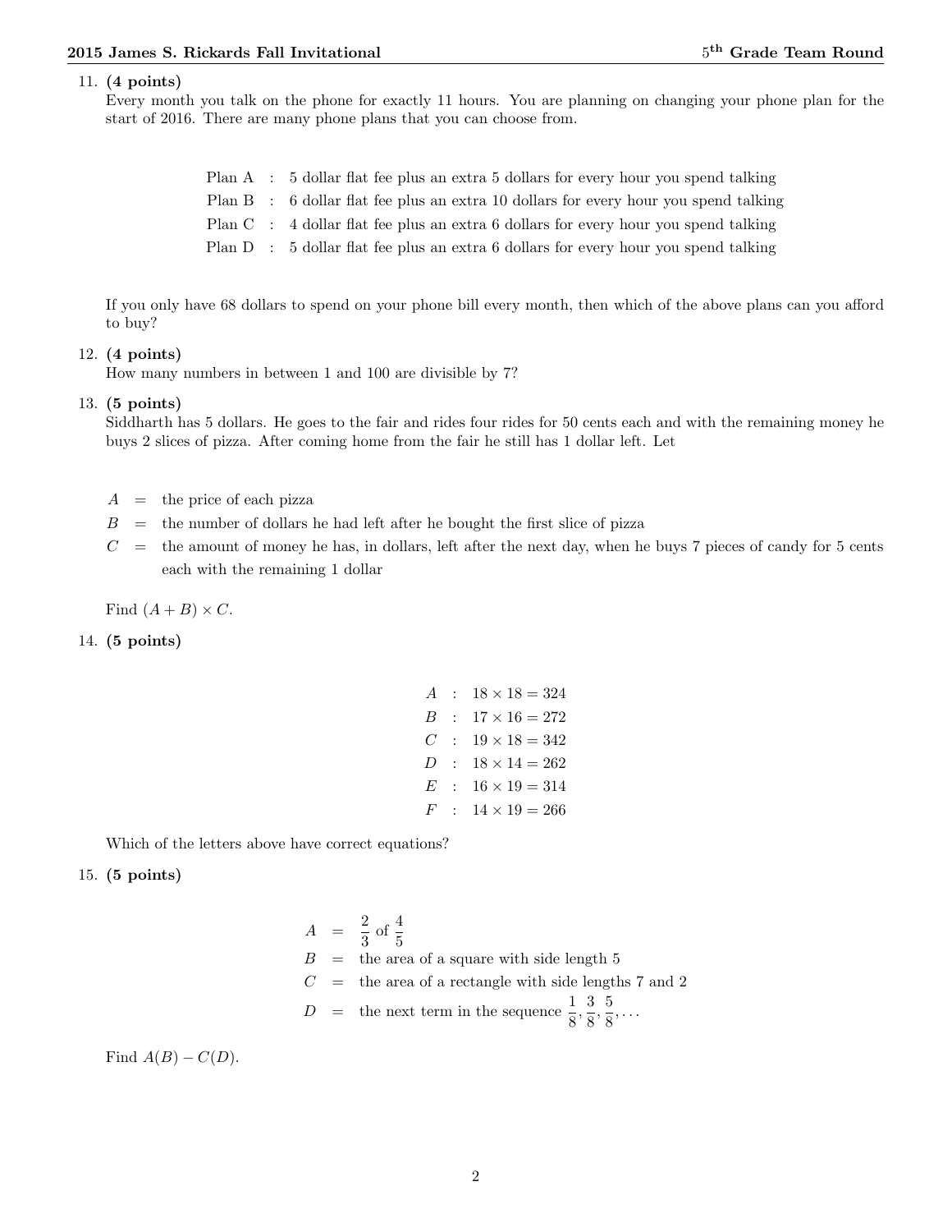11. **(4 points)**
Every month you talk on the phone for exactly 11 hours. You are planning on changing your phone plan for the start of 2016. There are many phone plans that you can choose from.

| | | |
|---|---|---|
| Plan A | : | 5 dollar flat fee plus an extra 5 dollars for every hour you spend talking |
| Plan B | : | 6 dollar flat fee plus an extra 10 dollars for every hour you spend talking |
| Plan C | : | 4 dollar flat fee plus an extra 6 dollars for every hour you spend talking |
| Plan D | : | 5 dollar flat fee plus an extra 6 dollars for every hour you spend talking |

If you only have 68 dollars to spend on your phone bill every month, then which of the above plans can you afford to buy?

12. **(4 points)**
How many numbers in between 1 and 100 are divisible by 7?

13. **(5 points)**
Siddharth has 5 dollars. He goes to the fair and rides four rides for 50 cents each and with the remaining money he buys 2 slices of pizza. After coming home from the fair he still has 1 dollar left. Let

$A$ = the price of each pizza

$B$ = the number of dollars he had left after he bought the first slice of pizza

$C$ = the amount of money he has, in dollars, left after the next day, when he buys 7 pieces of candy for 5 cents each with the remaining 1 dollar

Find $(A + B) \times C$.

14. **(5 points)**

$A$ : $18 \times 18 = 324$

$B$ : $17 \times 16 = 272$

$C$ : $19 \times 18 = 342$

$D$ : $18 \times 14 = 262$

$E$ : $16 \times 19 = 314$

$F$ : $14 \times 19 = 266$

Which of the letters above have correct equations?

15. **(5 points)**

$A = \frac{2}{3}$ of $\frac{4}{5}$

$B$ = the area of a square with side length 5

$C$ = the area of a rectangle with side lengths 7 and 2

$D$ = the next term in the sequence $\frac{1}{8}, \frac{3}{8}, \frac{5}{8}, \ldots$

Find $A(B) - C(D)$.